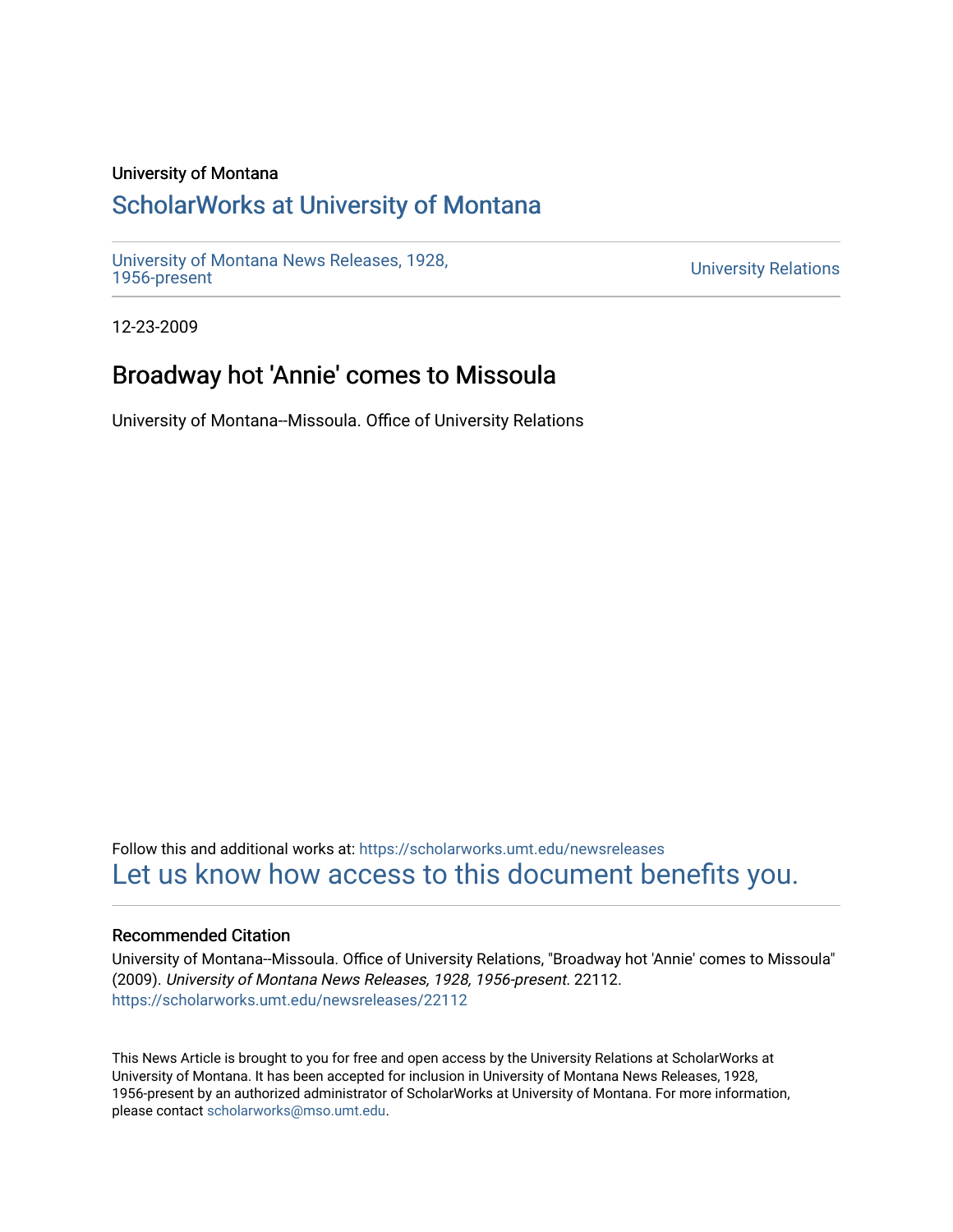University of Montana

# ScholarWorks at University of Montana

University of Montana News Releases, 1928, 1956-present

University Relations

12-23-2009

## Broadway hot 'Annie' comes to Missoula

University of Montana--Missoula. Office of University Relations

Follow this and additional works at: https://scholarworks.umt.edu/newsreleases

Let us know how access to this document benefits you.

### Recommended Citation

University of Montana--Missoula. Office of University Relations, "Broadway hot 'Annie' comes to Missoula" (2009). *University of Montana News Releases, 1928, 1956-present*. 22112.
https://scholarworks.umt.edu/newsreleases/22112

This News Article is brought to you for free and open access by the University Relations at ScholarWorks at University of Montana. It has been accepted for inclusion in University of Montana News Releases, 1928, 1956-present by an authorized administrator of ScholarWorks at University of Montana. For more information, please contact scholarworks@mso.umt.edu.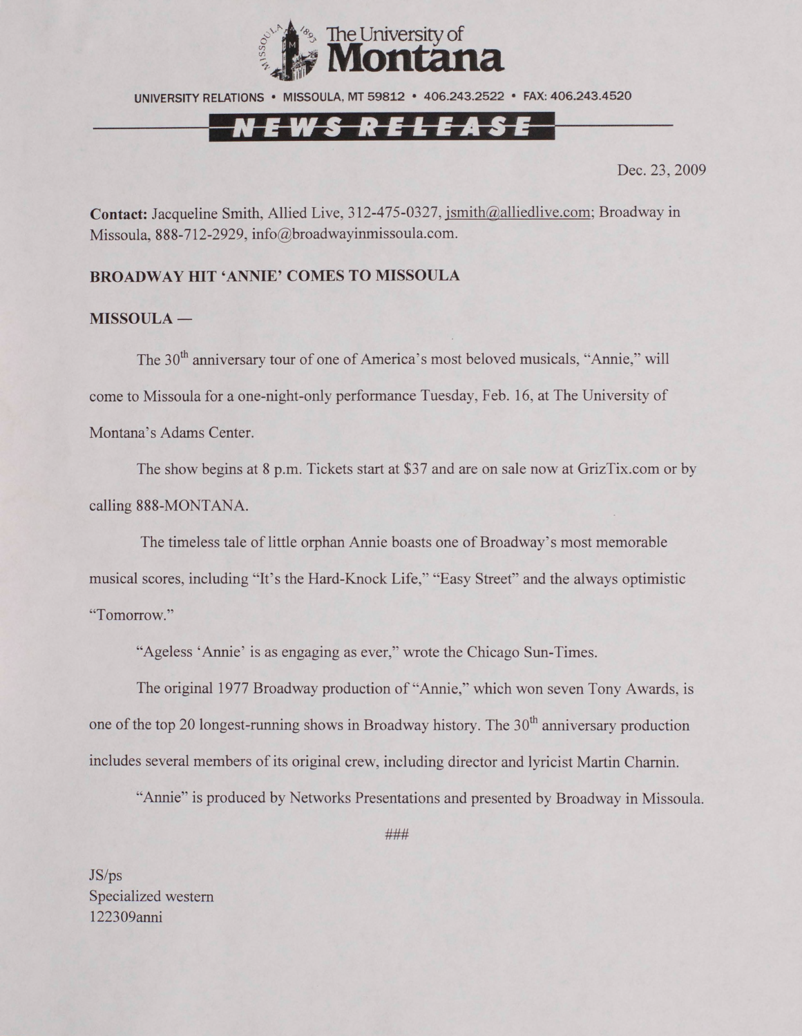The University of Montana

UNIVERSITY RELATIONS • MISSOULA, MT 59812 • 406.243.2522 • FAX: 406.243.4520

**NEWS RELEASE**

Dec. 23, 2009

**Contact:** Jacqueline Smith, Allied Live, 312-475-0327, jsmith@alliedlive.com; Broadway in Missoula, 888-712-2929, info@broadwayinmissoula.com.

**BROADWAY HIT 'ANNIE' COMES TO MISSOULA**

**MISSOULA —**

The 30th anniversary tour of one of America's most beloved musicals, "Annie," will come to Missoula for a one-night-only performance Tuesday, Feb. 16, at The University of Montana's Adams Center.

The show begins at 8 p.m. Tickets start at $37 and are on sale now at GrizTix.com or by calling 888-MONTANA.

The timeless tale of little orphan Annie boasts one of Broadway's most memorable musical scores, including "It's the Hard-Knock Life," "Easy Street" and the always optimistic "Tomorrow."

"Ageless 'Annie' is as engaging as ever," wrote the Chicago Sun-Times.

The original 1977 Broadway production of "Annie," which won seven Tony Awards, is one of the top 20 longest-running shows in Broadway history. The 30th anniversary production includes several members of its original crew, including director and lyricist Martin Charnin.

"Annie" is produced by Networks Presentations and presented by Broadway in Missoula.

###

JS/ps
Specialized western
122309anni